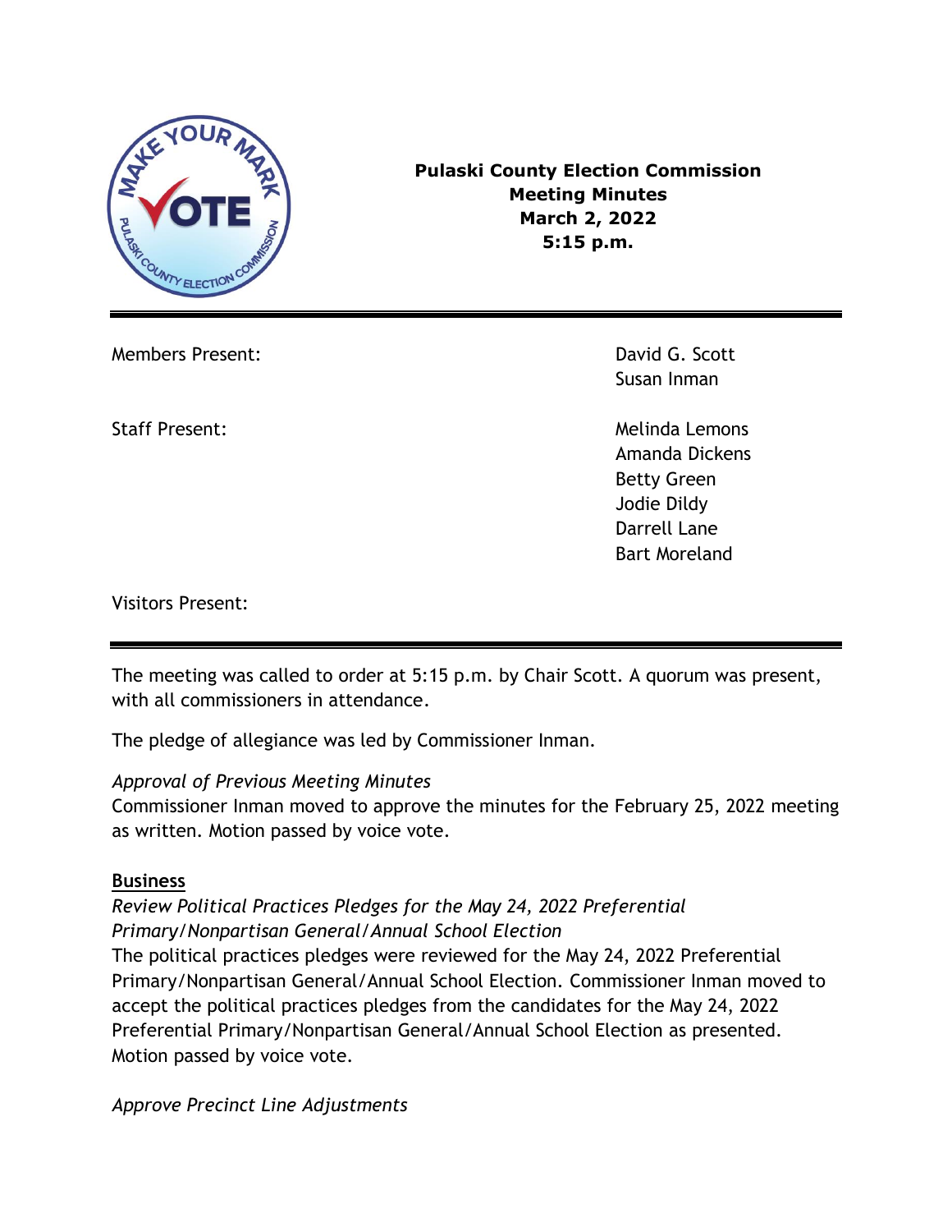**Pulaski County Election Commission**
**Meeting Minutes**
**March 2, 2022**
**5:15 p.m.**

---

| | |
|---|---|
| Members Present: | David G. Scott<br>Susan Inman |
| Staff Present: | Melinda Lemons<br>Amanda Dickens<br>Betty Green<br>Jodie Dildy<br>Darrell Lane<br>Bart Moreland |
| Visitors Present: | |

---

The meeting was called to order at 5:15 p.m. by Chair Scott. A quorum was present, with all commissioners in attendance.

The pledge of allegiance was led by Commissioner Inman.

*Approval of Previous Meeting Minutes*
Commissioner Inman moved to approve the minutes for the February 25, 2022 meeting as written. Motion passed by voice vote.

**Business**

*Review Political Practices Pledges for the May 24, 2022 Preferential Primary/Nonpartisan General/Annual School Election*
The political practices pledges were reviewed for the May 24, 2022 Preferential Primary/Nonpartisan General/Annual School Election. Commissioner Inman moved to accept the political practices pledges from the candidates for the May 24, 2022 Preferential Primary/Nonpartisan General/Annual School Election as presented. Motion passed by voice vote.

*Approve Precinct Line Adjustments*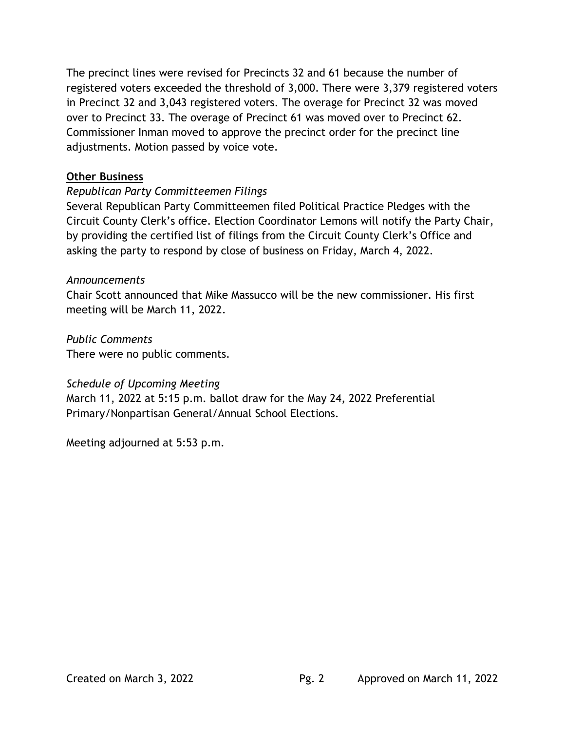The precinct lines were revised for Precincts 32 and 61 because the number of registered voters exceeded the threshold of 3,000. There were 3,379 registered voters in Precinct 32 and 3,043 registered voters. The overage for Precinct 32 was moved over to Precinct 33. The overage of Precinct 61 was moved over to Precinct 62. Commissioner Inman moved to approve the precinct order for the precinct line adjustments. Motion passed by voice vote.

## Other Business

*Republican Party Committeemen Filings*

Several Republican Party Committeemen filed Political Practice Pledges with the Circuit County Clerk's office. Election Coordinator Lemons will notify the Party Chair, by providing the certified list of filings from the Circuit County Clerk's Office and asking the party to respond by close of business on Friday, March 4, 2022.

*Announcements*

Chair Scott announced that Mike Massucco will be the new commissioner. His first meeting will be March 11, 2022.

*Public Comments*

There were no public comments.

*Schedule of Upcoming Meeting*

March 11, 2022 at 5:15 p.m. ballot draw for the May 24, 2022 Preferential Primary/Nonpartisan General/Annual School Elections.

Meeting adjourned at 5:53 p.m.

Created on March 3, 2022 Approved on March 11, 2022